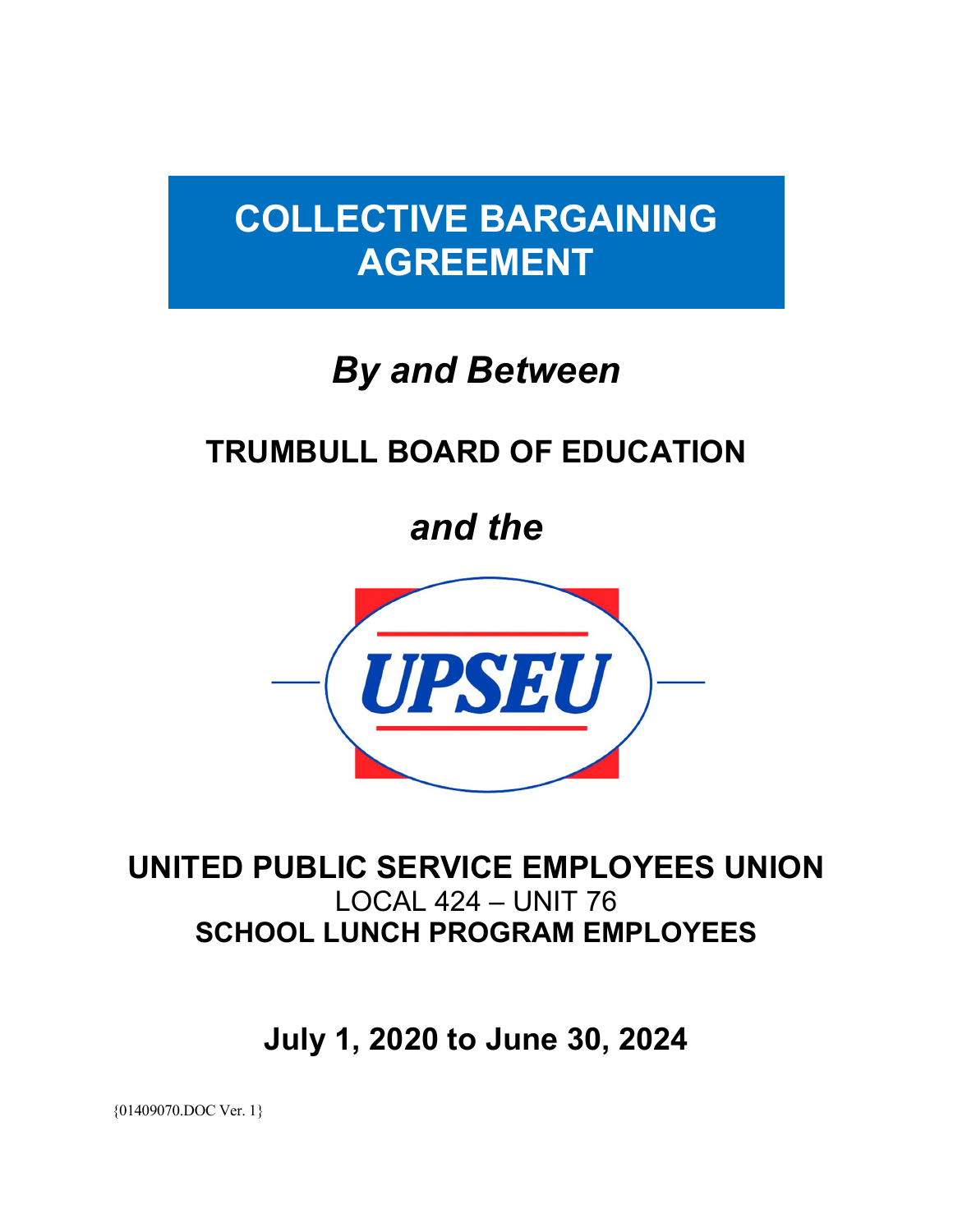# COLLECTIVE BARGAINING AGREEMENT

*By and Between*

**TRUMBULL BOARD OF EDUCATION**

*and the*

UPSEU

**UNITED PUBLIC SERVICE EMPLOYEES UNION**
LOCAL 424 – UNIT 76
**SCHOOL LUNCH PROGRAM EMPLOYEES**

**July 1, 2020 to June 30, 2024**

{01409070.DOC Ver. 1}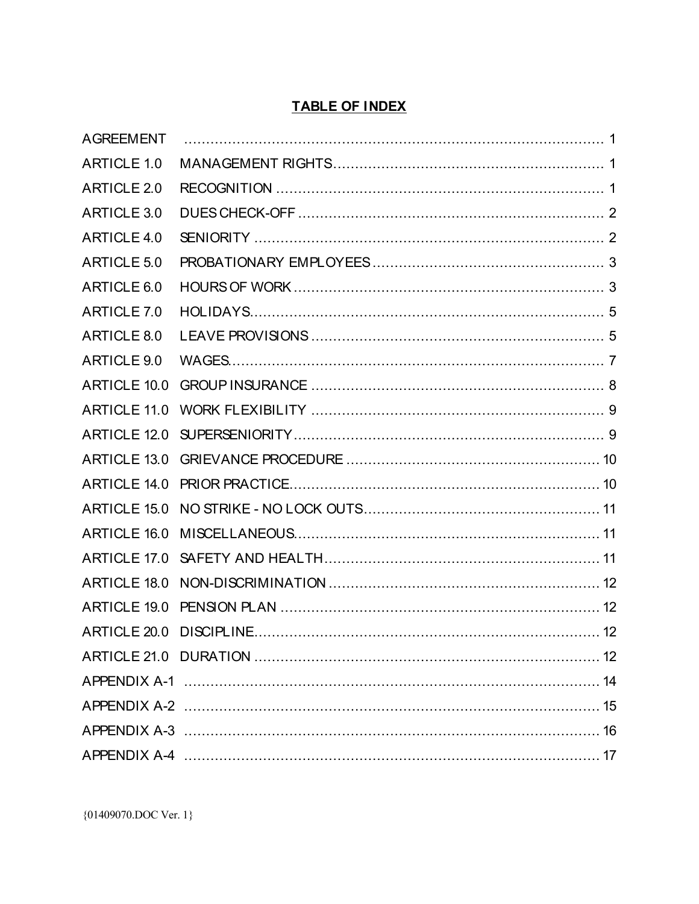## TABLE OF INDEX

| | | |
|---|---|---|
| AGREEMENT | | 1 |
| ARTICLE 1.0 | MANAGEMENT RIGHTS | 1 |
| ARTICLE 2.0 | RECOGNITION | 1 |
| ARTICLE 3.0 | DUES CHECK-OFF | 2 |
| ARTICLE 4.0 | SENIORITY | 2 |
| ARTICLE 5.0 | PROBATIONARY EMPLOYEES | 3 |
| ARTICLE 6.0 | HOURS OF WORK | 3 |
| ARTICLE 7.0 | HOLIDAYS | 5 |
| ARTICLE 8.0 | LEAVE PROVISIONS | 5 |
| ARTICLE 9.0 | WAGES | 7 |
| ARTICLE 10.0 | GROUP INSURANCE | 8 |
| ARTICLE 11.0 | WORK FLEXIBILITY | 9 |
| ARTICLE 12.0 | SUPERSENIORITY | 9 |
| ARTICLE 13.0 | GRIEVANCE PROCEDURE | 10 |
| ARTICLE 14.0 | PRIOR PRACTICE | 10 |
| ARTICLE 15.0 | NO STRIKE - NO LOCK OUTS | 11 |
| ARTICLE 16.0 | MISCELLANEOUS | 11 |
| ARTICLE 17.0 | SAFETY AND HEALTH | 11 |
| ARTICLE 18.0 | NON-DISCRIMINATION | 12 |
| ARTICLE 19.0 | PENSION PLAN | 12 |
| ARTICLE 20.0 | DISCIPLINE | 12 |
| ARTICLE 21.0 | DURATION | 12 |
| APPENDIX A-1 | | 14 |
| APPENDIX A-2 | | 15 |
| APPENDIX A-3 | | 16 |
| APPENDIX A-4 | | 17 |

{01409070.DOC Ver. 1}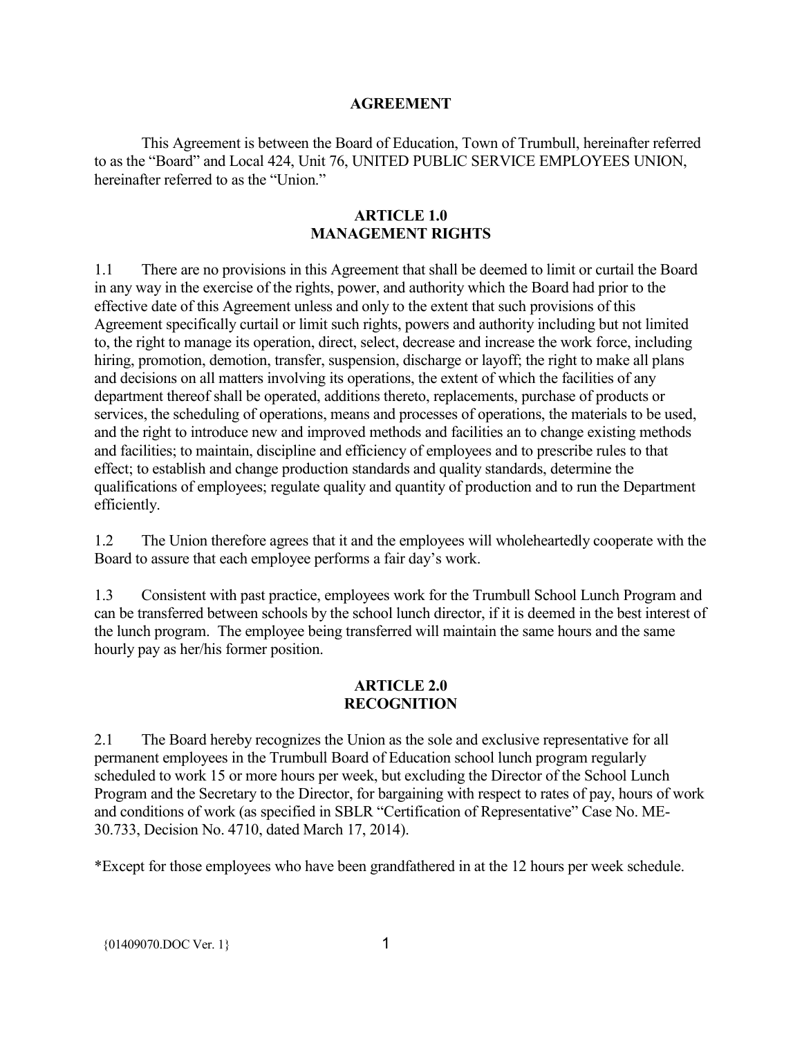## AGREEMENT

This Agreement is between the Board of Education, Town of Trumbull, hereinafter referred to as the "Board" and Local 424, Unit 76, UNITED PUBLIC SERVICE EMPLOYEES UNION, hereinafter referred to as the "Union."

## ARTICLE 1.0
## MANAGEMENT RIGHTS

1.1 There are no provisions in this Agreement that shall be deemed to limit or curtail the Board in any way in the exercise of the rights, power, and authority which the Board had prior to the effective date of this Agreement unless and only to the extent that such provisions of this Agreement specifically curtail or limit such rights, powers and authority including but not limited to, the right to manage its operation, direct, select, decrease and increase the work force, including hiring, promotion, demotion, transfer, suspension, discharge or layoff; the right to make all plans and decisions on all matters involving its operations, the extent of which the facilities of any department thereof shall be operated, additions thereto, replacements, purchase of products or services, the scheduling of operations, means and processes of operations, the materials to be used, and the right to introduce new and improved methods and facilities an to change existing methods and facilities; to maintain, discipline and efficiency of employees and to prescribe rules to that effect; to establish and change production standards and quality standards, determine the qualifications of employees; regulate quality and quantity of production and to run the Department efficiently.

1.2 The Union therefore agrees that it and the employees will wholeheartedly cooperate with the Board to assure that each employee performs a fair day's work.

1.3 Consistent with past practice, employees work for the Trumbull School Lunch Program and can be transferred between schools by the school lunch director, if it is deemed in the best interest of the lunch program. The employee being transferred will maintain the same hours and the same hourly pay as her/his former position.

## ARTICLE 2.0
## RECOGNITION

2.1 The Board hereby recognizes the Union as the sole and exclusive representative for all permanent employees in the Trumbull Board of Education school lunch program regularly scheduled to work 15 or more hours per week, but excluding the Director of the School Lunch Program and the Secretary to the Director, for bargaining with respect to rates of pay, hours of work and conditions of work (as specified in SBLR "Certification of Representative" Case No. ME-30.733, Decision No. 4710, dated March 17, 2014).

*Except for those employees who have been grandfathered in at the 12 hours per week schedule.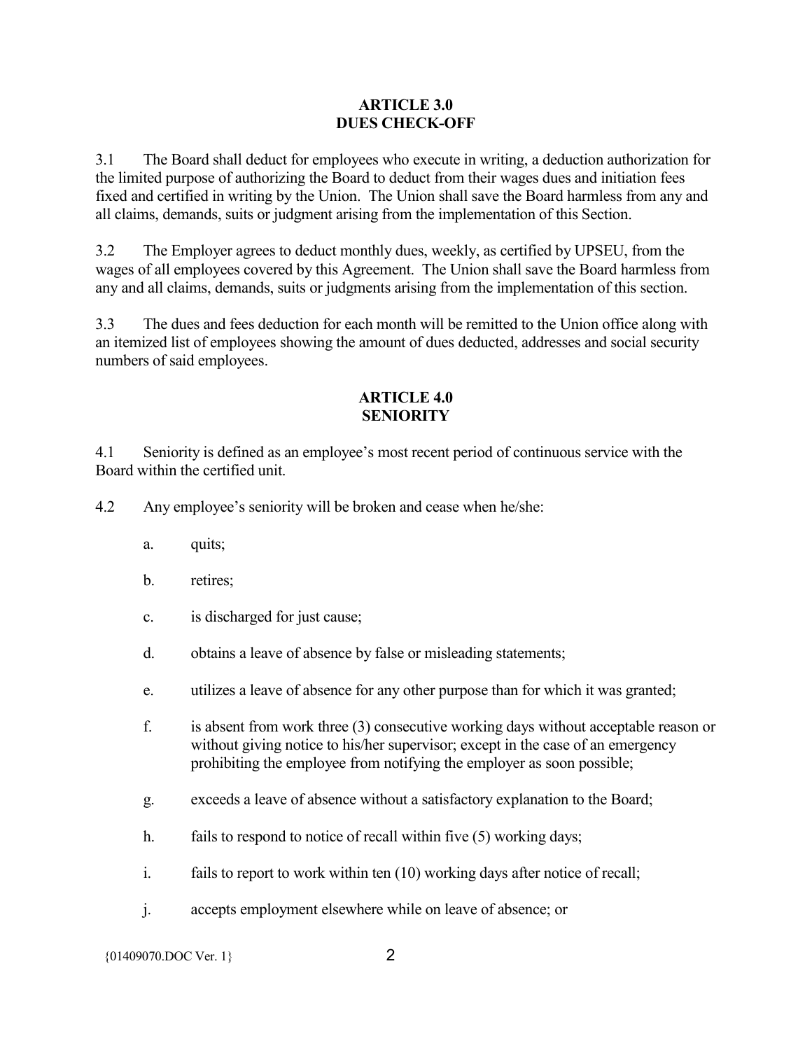## ARTICLE 3.0
## DUES CHECK-OFF

3.1 The Board shall deduct for employees who execute in writing, a deduction authorization for the limited purpose of authorizing the Board to deduct from their wages dues and initiation fees fixed and certified in writing by the Union. The Union shall save the Board harmless from any and all claims, demands, suits or judgment arising from the implementation of this Section.

3.2 The Employer agrees to deduct monthly dues, weekly, as certified by UPSEU, from the wages of all employees covered by this Agreement. The Union shall save the Board harmless from any and all claims, demands, suits or judgments arising from the implementation of this section.

3.3 The dues and fees deduction for each month will be remitted to the Union office along with an itemized list of employees showing the amount of dues deducted, addresses and social security numbers of said employees.

## ARTICLE 4.0
## SENIORITY

4.1 Seniority is defined as an employee's most recent period of continuous service with the Board within the certified unit.

4.2 Any employee's seniority will be broken and cease when he/she:

a. quits;

b. retires;

c. is discharged for just cause;

d. obtains a leave of absence by false or misleading statements;

e. utilizes a leave of absence for any other purpose than for which it was granted;

f. is absent from work three (3) consecutive working days without acceptable reason or without giving notice to his/her supervisor; except in the case of an emergency prohibiting the employee from notifying the employer as soon possible;

g. exceeds a leave of absence without a satisfactory explanation to the Board;

h. fails to respond to notice of recall within five (5) working days;

i. fails to report to work within ten (10) working days after notice of recall;

j. accepts employment elsewhere while on leave of absence; or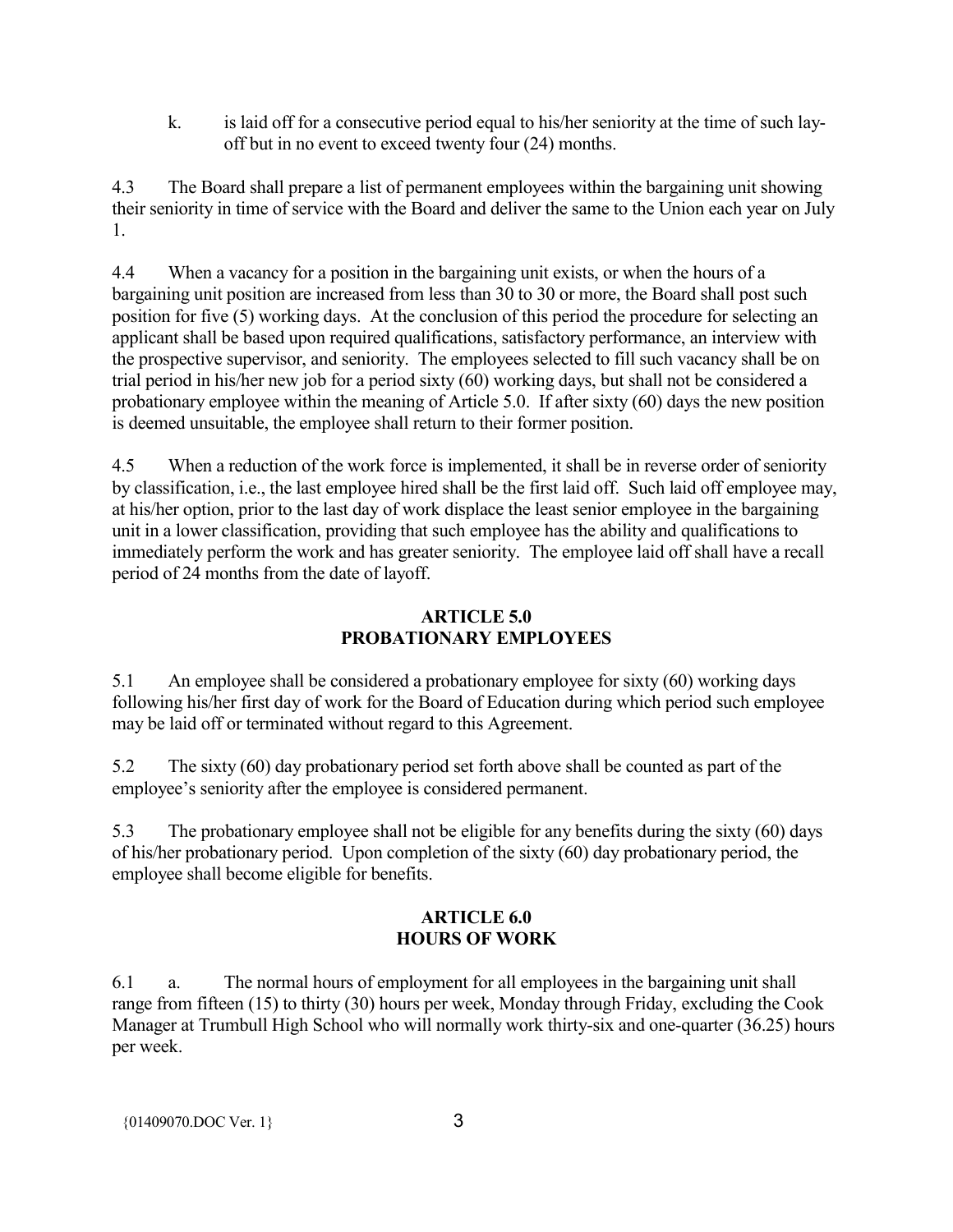k. is laid off for a consecutive period equal to his/her seniority at the time of such lay-off but in no event to exceed twenty four (24) months.

4.3 The Board shall prepare a list of permanent employees within the bargaining unit showing their seniority in time of service with the Board and deliver the same to the Union each year on July 1.

4.4 When a vacancy for a position in the bargaining unit exists, or when the hours of a bargaining unit position are increased from less than 30 to 30 or more, the Board shall post such position for five (5) working days. At the conclusion of this period the procedure for selecting an applicant shall be based upon required qualifications, satisfactory performance, an interview with the prospective supervisor, and seniority. The employees selected to fill such vacancy shall be on trial period in his/her new job for a period sixty (60) working days, but shall not be considered a probationary employee within the meaning of Article 5.0. If after sixty (60) days the new position is deemed unsuitable, the employee shall return to their former position.

4.5 When a reduction of the work force is implemented, it shall be in reverse order of seniority by classification, i.e., the last employee hired shall be the first laid off. Such laid off employee may, at his/her option, prior to the last day of work displace the least senior employee in the bargaining unit in a lower classification, providing that such employee has the ability and qualifications to immediately perform the work and has greater seniority. The employee laid off shall have a recall period of 24 months from the date of layoff.

## ARTICLE 5.0
## PROBATIONARY EMPLOYEES

5.1 An employee shall be considered a probationary employee for sixty (60) working days following his/her first day of work for the Board of Education during which period such employee may be laid off or terminated without regard to this Agreement.

5.2 The sixty (60) day probationary period set forth above shall be counted as part of the employee's seniority after the employee is considered permanent.

5.3 The probationary employee shall not be eligible for any benefits during the sixty (60) days of his/her probationary period. Upon completion of the sixty (60) day probationary period, the employee shall become eligible for benefits.

## ARTICLE 6.0
## HOURS OF WORK

6.1 a. The normal hours of employment for all employees in the bargaining unit shall range from fifteen (15) to thirty (30) hours per week, Monday through Friday, excluding the Cook Manager at Trumbull High School who will normally work thirty-six and one-quarter (36.25) hours per week.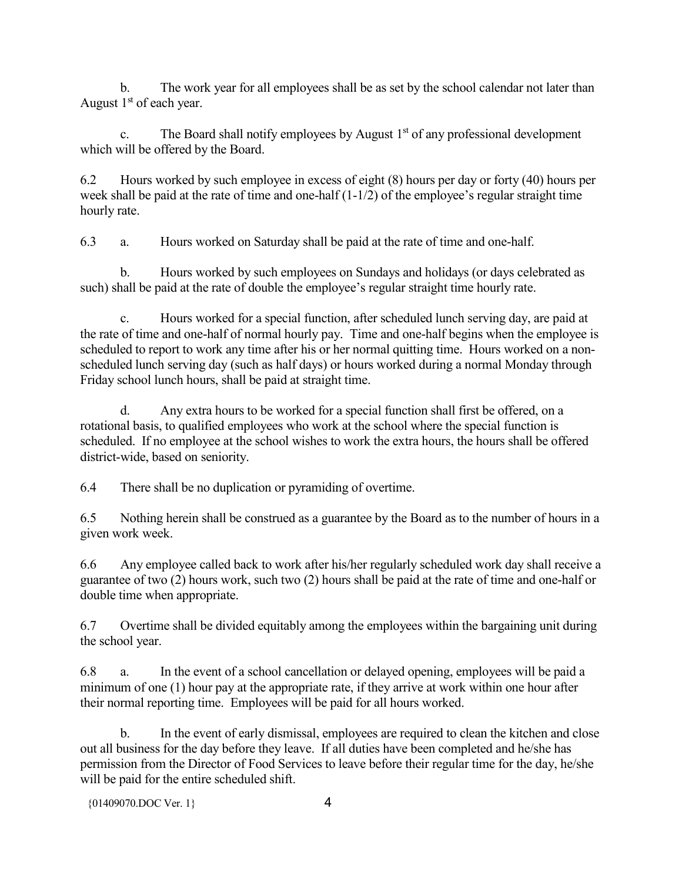b. The work year for all employees shall be as set by the school calendar not later than August 1st of each year.

c. The Board shall notify employees by August 1st of any professional development which will be offered by the Board.

6.2 Hours worked by such employee in excess of eight (8) hours per day or forty (40) hours per week shall be paid at the rate of time and one-half (1-1/2) of the employee's regular straight time hourly rate.

6.3 a. Hours worked on Saturday shall be paid at the rate of time and one-half.

b. Hours worked by such employees on Sundays and holidays (or days celebrated as such) shall be paid at the rate of double the employee's regular straight time hourly rate.

c. Hours worked for a special function, after scheduled lunch serving day, are paid at the rate of time and one-half of normal hourly pay. Time and one-half begins when the employee is scheduled to report to work any time after his or her normal quitting time. Hours worked on a non-scheduled lunch serving day (such as half days) or hours worked during a normal Monday through Friday school lunch hours, shall be paid at straight time.

d. Any extra hours to be worked for a special function shall first be offered, on a rotational basis, to qualified employees who work at the school where the special function is scheduled. If no employee at the school wishes to work the extra hours, the hours shall be offered district-wide, based on seniority.

6.4 There shall be no duplication or pyramiding of overtime.

6.5 Nothing herein shall be construed as a guarantee by the Board as to the number of hours in a given work week.

6.6 Any employee called back to work after his/her regularly scheduled work day shall receive a guarantee of two (2) hours work, such two (2) hours shall be paid at the rate of time and one-half or double time when appropriate.

6.7 Overtime shall be divided equitably among the employees within the bargaining unit during the school year.

6.8 a. In the event of a school cancellation or delayed opening, employees will be paid a minimum of one (1) hour pay at the appropriate rate, if they arrive at work within one hour after their normal reporting time. Employees will be paid for all hours worked.

b. In the event of early dismissal, employees are required to clean the kitchen and close out all business for the day before they leave. If all duties have been completed and he/she has permission from the Director of Food Services to leave before their regular time for the day, he/she will be paid for the entire scheduled shift.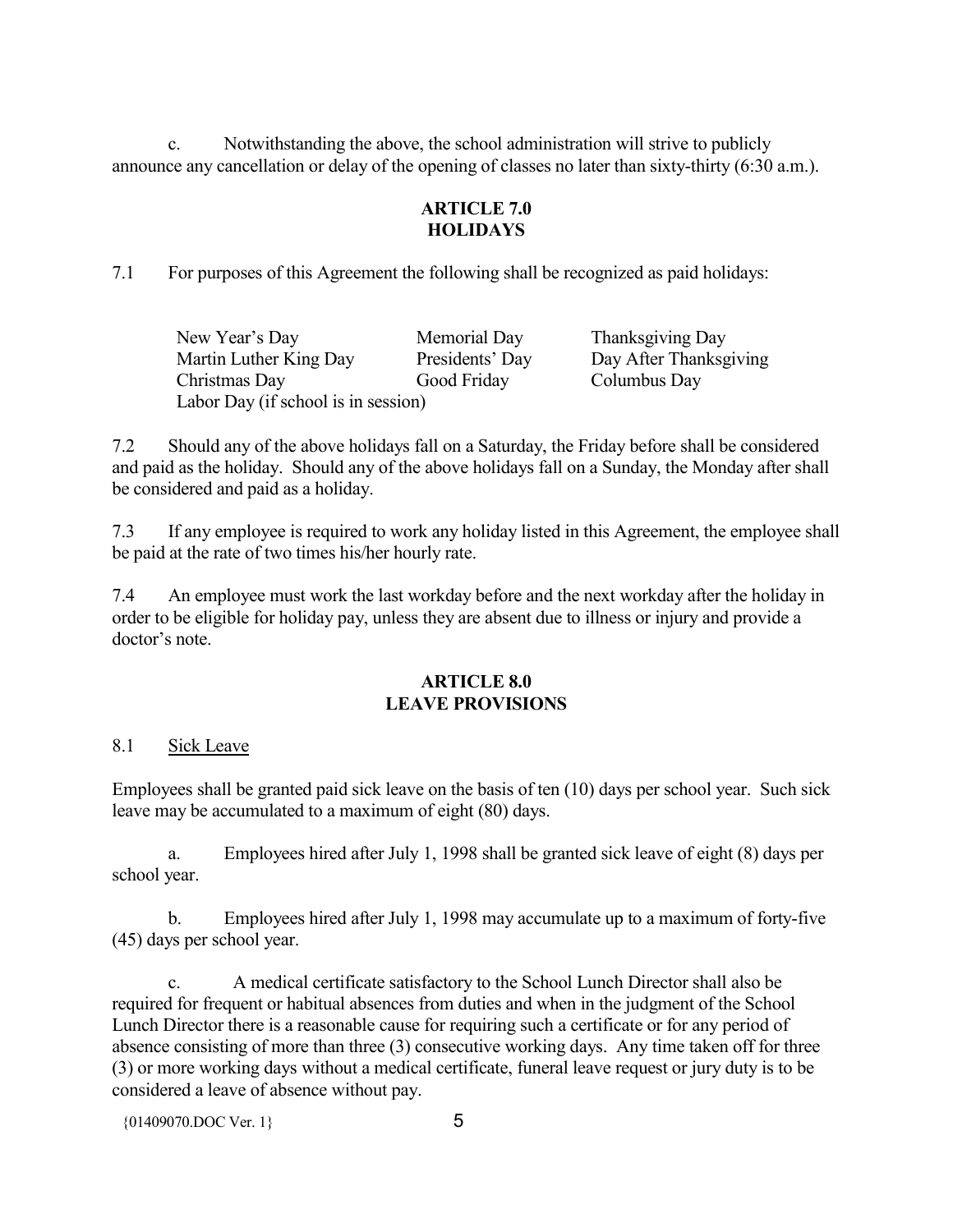c. Notwithstanding the above, the school administration will strive to publicly announce any cancellation or delay of the opening of classes no later than sixty-thirty (6:30 a.m.).

## ARTICLE 7.0
## HOLIDAYS

7.1 For purposes of this Agreement the following shall be recognized as paid holidays:

| | | |
|---|---|---|
| New Year's Day | Memorial Day | Thanksgiving Day |
| Martin Luther King Day | Presidents' Day | Day After Thanksgiving |
| Christmas Day | Good Friday | Columbus Day |
| Labor Day (if school is in session) | | |

7.2 Should any of the above holidays fall on a Saturday, the Friday before shall be considered and paid as the holiday. Should any of the above holidays fall on a Sunday, the Monday after shall be considered and paid as a holiday.

7.3 If any employee is required to work any holiday listed in this Agreement, the employee shall be paid at the rate of two times his/her hourly rate.

7.4 An employee must work the last workday before and the next workday after the holiday in order to be eligible for holiday pay, unless they are absent due to illness or injury and provide a doctor's note.

## ARTICLE 8.0
## LEAVE PROVISIONS

8.1 <u>Sick Leave</u>

Employees shall be granted paid sick leave on the basis of ten (10) days per school year. Such sick leave may be accumulated to a maximum of eight (80) days.

a. Employees hired after July 1, 1998 shall be granted sick leave of eight (8) days per school year.

b. Employees hired after July 1, 1998 may accumulate up to a maximum of forty-five (45) days per school year.

c. A medical certificate satisfactory to the School Lunch Director shall also be required for frequent or habitual absences from duties and when in the judgment of the School Lunch Director there is a reasonable cause for requiring such a certificate or for any period of absence consisting of more than three (3) consecutive working days. Any time taken off for three (3) or more working days without a medical certificate, funeral leave request or jury duty is to be considered a leave of absence without pay.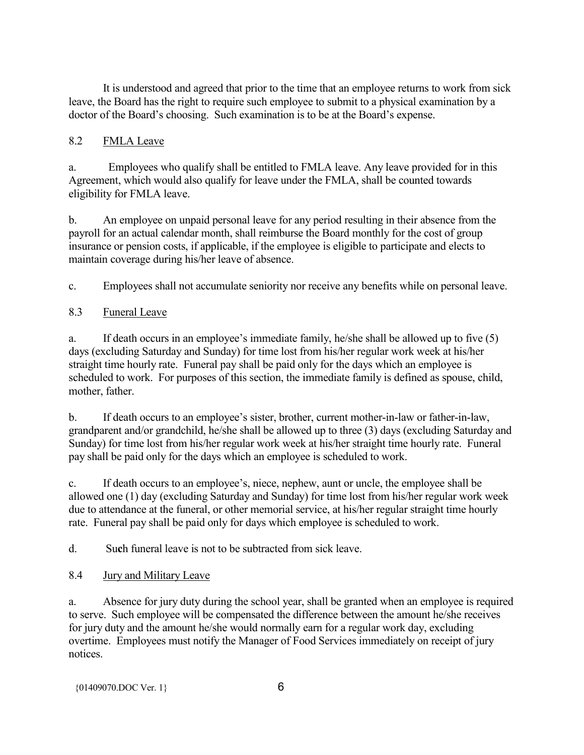It is understood and agreed that prior to the time that an employee returns to work from sick leave, the Board has the right to require such employee to submit to a physical examination by a doctor of the Board's choosing. Such examination is to be at the Board's expense.

8.2 FMLA Leave

a. Employees who qualify shall be entitled to FMLA leave. Any leave provided for in this Agreement, which would also qualify for leave under the FMLA, shall be counted towards eligibility for FMLA leave.

b. An employee on unpaid personal leave for any period resulting in their absence from the payroll for an actual calendar month, shall reimburse the Board monthly for the cost of group insurance or pension costs, if applicable, if the employee is eligible to participate and elects to maintain coverage during his/her leave of absence.

c. Employees shall not accumulate seniority nor receive any benefits while on personal leave.

8.3 Funeral Leave

a. If death occurs in an employee's immediate family, he/she shall be allowed up to five (5) days (excluding Saturday and Sunday) for time lost from his/her regular work week at his/her straight time hourly rate. Funeral pay shall be paid only for the days which an employee is scheduled to work. For purposes of this section, the immediate family is defined as spouse, child, mother, father.

b. If death occurs to an employee's sister, brother, current mother-in-law or father-in-law, grandparent and/or grandchild, he/she shall be allowed up to three (3) days (excluding Saturday and Sunday) for time lost from his/her regular work week at his/her straight time hourly rate. Funeral pay shall be paid only for the days which an employee is scheduled to work.

c. If death occurs to an employee's, niece, nephew, aunt or uncle, the employee shall be allowed one (1) day (excluding Saturday and Sunday) for time lost from his/her regular work week due to attendance at the funeral, or other memorial service, at his/her regular straight time hourly rate. Funeral pay shall be paid only for days which employee is scheduled to work.

d. Such funeral leave is not to be subtracted from sick leave.

8.4 Jury and Military Leave

a. Absence for jury duty during the school year, shall be granted when an employee is required to serve. Such employee will be compensated the difference between the amount he/she receives for jury duty and the amount he/she would normally earn for a regular work day, excluding overtime. Employees must notify the Manager of Food Services immediately on receipt of jury notices.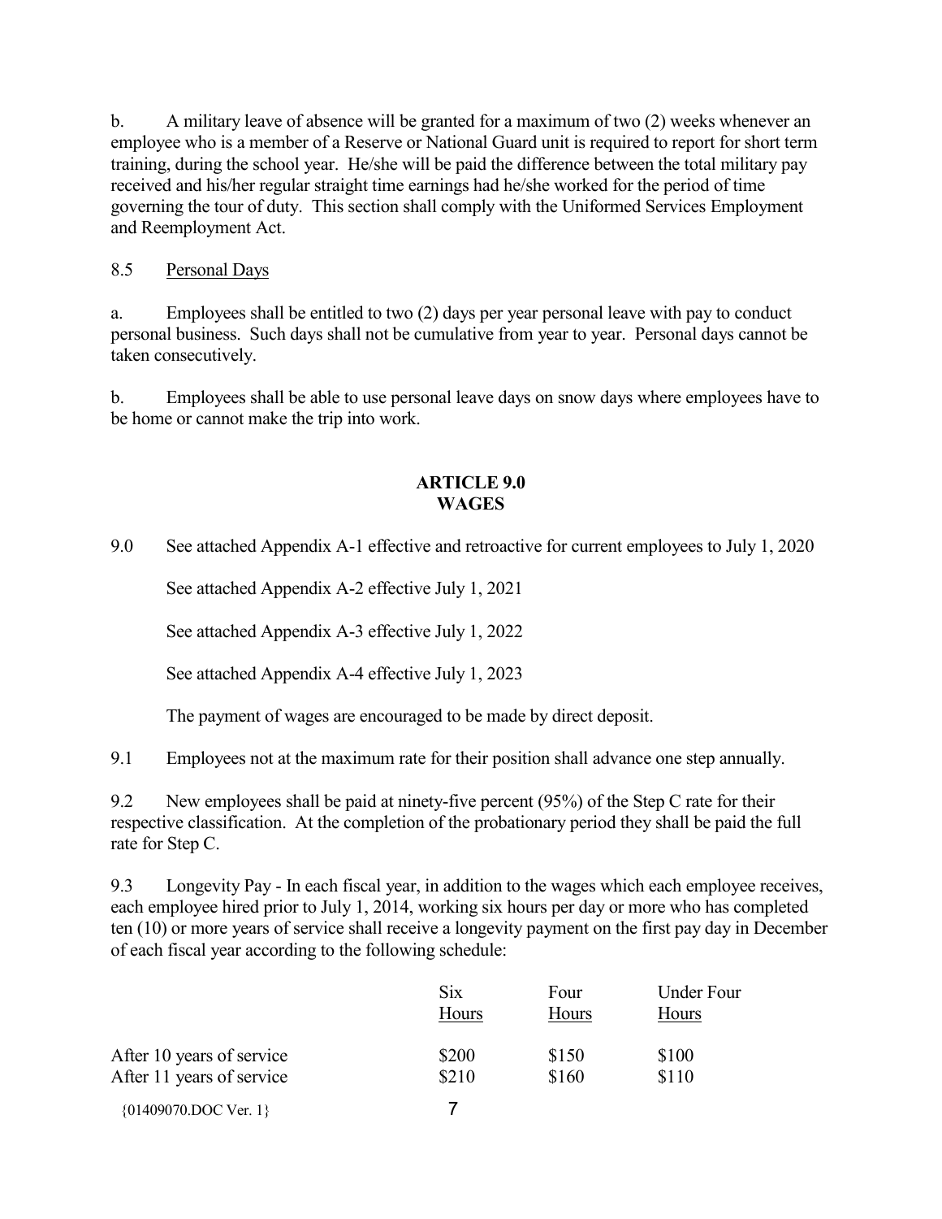b. A military leave of absence will be granted for a maximum of two (2) weeks whenever an employee who is a member of a Reserve or National Guard unit is required to report for short term training, during the school year. He/she will be paid the difference between the total military pay received and his/her regular straight time earnings had he/she worked for the period of time governing the tour of duty. This section shall comply with the Uniformed Services Employment and Reemployment Act.

8.5 Personal Days

a. Employees shall be entitled to two (2) days per year personal leave with pay to conduct personal business. Such days shall not be cumulative from year to year. Personal days cannot be taken consecutively.

b. Employees shall be able to use personal leave days on snow days where employees have to be home or cannot make the trip into work.

## ARTICLE 9.0
## WAGES

9.0 See attached Appendix A-1 effective and retroactive for current employees to July 1, 2020

See attached Appendix A-2 effective July 1, 2021

See attached Appendix A-3 effective July 1, 2022

See attached Appendix A-4 effective July 1, 2023

The payment of wages are encouraged to be made by direct deposit.

9.1 Employees not at the maximum rate for their position shall advance one step annually.

9.2 New employees shall be paid at ninety-five percent (95%) of the Step C rate for their respective classification. At the completion of the probationary period they shall be paid the full rate for Step C.

9.3 Longevity Pay - In each fiscal year, in addition to the wages which each employee receives, each employee hired prior to July 1, 2014, working six hours per day or more who has completed ten (10) or more years of service shall receive a longevity payment on the first pay day in December of each fiscal year according to the following schedule:

| | Six Hours | Four Hours | Under Four Hours |
|---|---|---|---|
| After 10 years of service | $200 | $150 | $100 |
| After 11 years of service | $210 | $160 | $110 |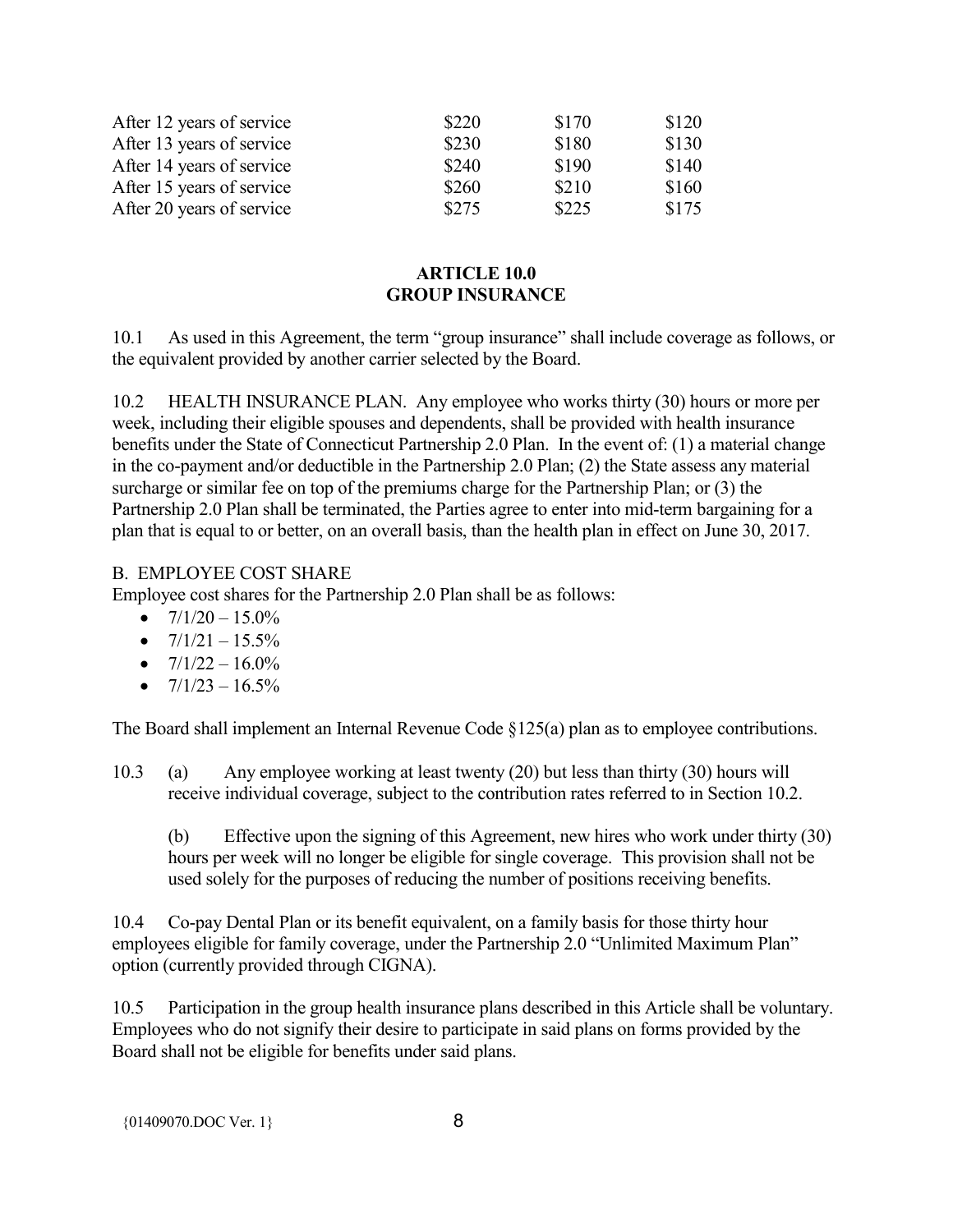| | | | |
|---|---|---|---|
| After 12 years of service | \$220 | \$170 | \$120 |
| After 13 years of service | \$230 | \$180 | \$130 |
| After 14 years of service | \$240 | \$190 | \$140 |
| After 15 years of service | \$260 | \$210 | \$160 |
| After 20 years of service | \$275 | \$225 | \$175 |

## ARTICLE 10.0
## GROUP INSURANCE

10.1 As used in this Agreement, the term "group insurance" shall include coverage as follows, or the equivalent provided by another carrier selected by the Board.

10.2 HEALTH INSURANCE PLAN. Any employee who works thirty (30) hours or more per week, including their eligible spouses and dependents, shall be provided with health insurance benefits under the State of Connecticut Partnership 2.0 Plan. In the event of: (1) a material change in the co-payment and/or deductible in the Partnership 2.0 Plan; (2) the State assess any material surcharge or similar fee on top of the premiums charge for the Partnership Plan; or (3) the Partnership 2.0 Plan shall be terminated, the Parties agree to enter into mid-term bargaining for a plan that is equal to or better, on an overall basis, than the health plan in effect on June 30, 2017.

B. EMPLOYEE COST SHARE

Employee cost shares for the Partnership 2.0 Plan shall be as follows:

- 7/1/20 – 15.0%
- 7/1/21 – 15.5%
- 7/1/22 – 16.0%
- 7/1/23 – 16.5%

The Board shall implement an Internal Revenue Code §125(a) plan as to employee contributions.

10.3 (a) Any employee working at least twenty (20) but less than thirty (30) hours will receive individual coverage, subject to the contribution rates referred to in Section 10.2.

(b) Effective upon the signing of this Agreement, new hires who work under thirty (30) hours per week will no longer be eligible for single coverage. This provision shall not be used solely for the purposes of reducing the number of positions receiving benefits.

10.4 Co-pay Dental Plan or its benefit equivalent, on a family basis for those thirty hour employees eligible for family coverage, under the Partnership 2.0 "Unlimited Maximum Plan" option (currently provided through CIGNA).

10.5 Participation in the group health insurance plans described in this Article shall be voluntary. Employees who do not signify their desire to participate in said plans on forms provided by the Board shall not be eligible for benefits under said plans.

{01409070.DOC Ver. 1}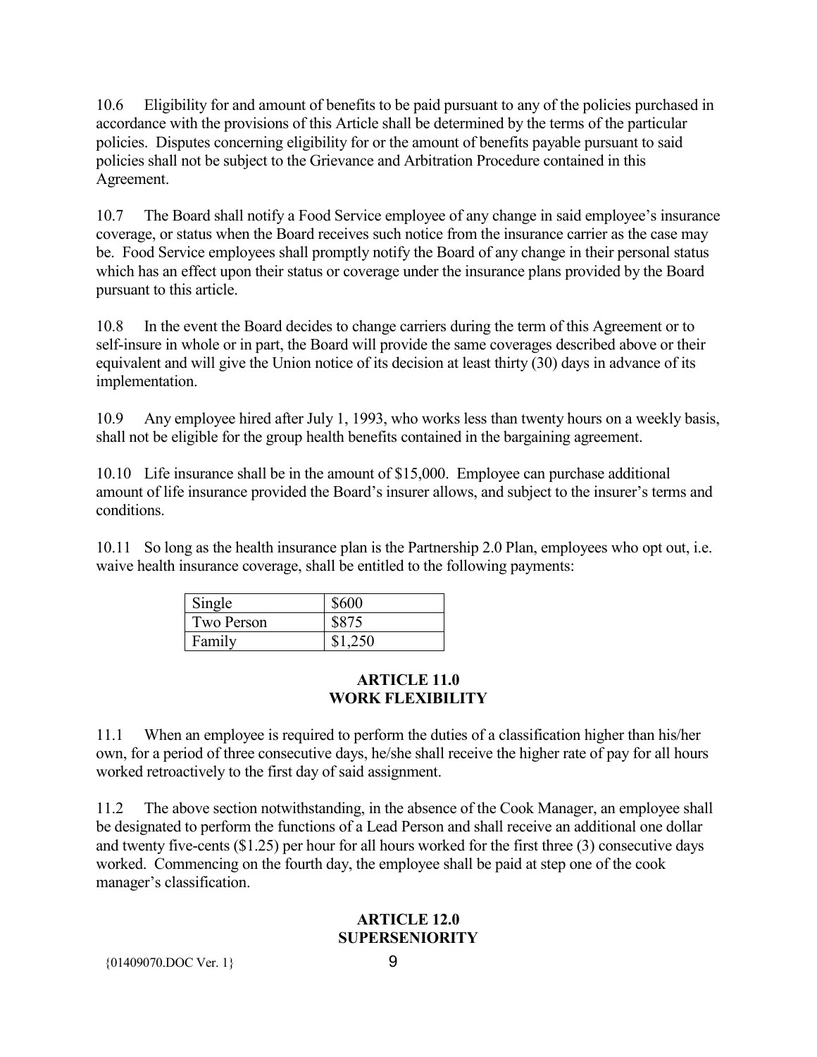10.6 Eligibility for and amount of benefits to be paid pursuant to any of the policies purchased in accordance with the provisions of this Article shall be determined by the terms of the particular policies. Disputes concerning eligibility for or the amount of benefits payable pursuant to said policies shall not be subject to the Grievance and Arbitration Procedure contained in this Agreement.

10.7 The Board shall notify a Food Service employee of any change in said employee's insurance coverage, or status when the Board receives such notice from the insurance carrier as the case may be. Food Service employees shall promptly notify the Board of any change in their personal status which has an effect upon their status or coverage under the insurance plans provided by the Board pursuant to this article.

10.8 In the event the Board decides to change carriers during the term of this Agreement or to self-insure in whole or in part, the Board will provide the same coverages described above or their equivalent and will give the Union notice of its decision at least thirty (30) days in advance of its implementation.

10.9 Any employee hired after July 1, 1993, who works less than twenty hours on a weekly basis, shall not be eligible for the group health benefits contained in the bargaining agreement.

10.10 Life insurance shall be in the amount of $15,000. Employee can purchase additional amount of life insurance provided the Board's insurer allows, and subject to the insurer's terms and conditions.

10.11 So long as the health insurance plan is the Partnership 2.0 Plan, employees who opt out, i.e. waive health insurance coverage, shall be entitled to the following payments:

| | |
|---|---|
| Single | $600 |
| Two Person | $875 |
| Family | $1,250 |

## ARTICLE 11.0
## WORK FLEXIBILITY

11.1 When an employee is required to perform the duties of a classification higher than his/her own, for a period of three consecutive days, he/she shall receive the higher rate of pay for all hours worked retroactively to the first day of said assignment.

11.2 The above section notwithstanding, in the absence of the Cook Manager, an employee shall be designated to perform the functions of a Lead Person and shall receive an additional one dollar and twenty five-cents ($1.25) per hour for all hours worked for the first three (3) consecutive days worked. Commencing on the fourth day, the employee shall be paid at step one of the cook manager's classification.

## ARTICLE 12.0
## SUPERSENIORITY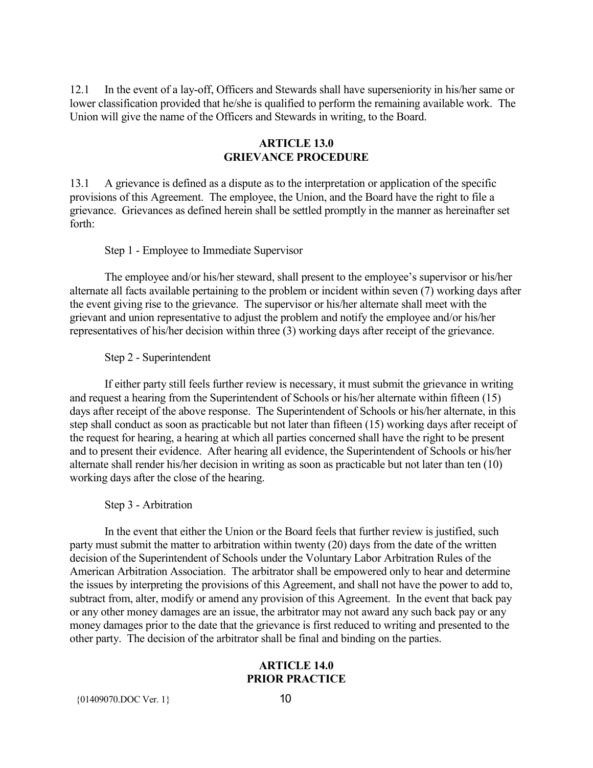12.1 In the event of a lay-off, Officers and Stewards shall have superseniority in his/her same or lower classification provided that he/she is qualified to perform the remaining available work. The Union will give the name of the Officers and Stewards in writing, to the Board.

## ARTICLE 13.0
## GRIEVANCE PROCEDURE

13.1 A grievance is defined as a dispute as to the interpretation or application of the specific provisions of this Agreement. The employee, the Union, and the Board have the right to file a grievance. Grievances as defined herein shall be settled promptly in the manner as hereinafter set forth:

Step 1 - Employee to Immediate Supervisor

The employee and/or his/her steward, shall present to the employee's supervisor or his/her alternate all facts available pertaining to the problem or incident within seven (7) working days after the event giving rise to the grievance. The supervisor or his/her alternate shall meet with the grievant and union representative to adjust the problem and notify the employee and/or his/her representatives of his/her decision within three (3) working days after receipt of the grievance.

Step 2 - Superintendent

If either party still feels further review is necessary, it must submit the grievance in writing and request a hearing from the Superintendent of Schools or his/her alternate within fifteen (15) days after receipt of the above response. The Superintendent of Schools or his/her alternate, in this step shall conduct as soon as practicable but not later than fifteen (15) working days after receipt of the request for hearing, a hearing at which all parties concerned shall have the right to be present and to present their evidence. After hearing all evidence, the Superintendent of Schools or his/her alternate shall render his/her decision in writing as soon as practicable but not later than ten (10) working days after the close of the hearing.

Step 3 - Arbitration

In the event that either the Union or the Board feels that further review is justified, such party must submit the matter to arbitration within twenty (20) days from the date of the written decision of the Superintendent of Schools under the Voluntary Labor Arbitration Rules of the American Arbitration Association. The arbitrator shall be empowered only to hear and determine the issues by interpreting the provisions of this Agreement, and shall not have the power to add to, subtract from, alter, modify or amend any provision of this Agreement. In the event that back pay or any other money damages are an issue, the arbitrator may not award any such back pay or any money damages prior to the date that the grievance is first reduced to writing and presented to the other party. The decision of the arbitrator shall be final and binding on the parties.

## ARTICLE 14.0
## PRIOR PRACTICE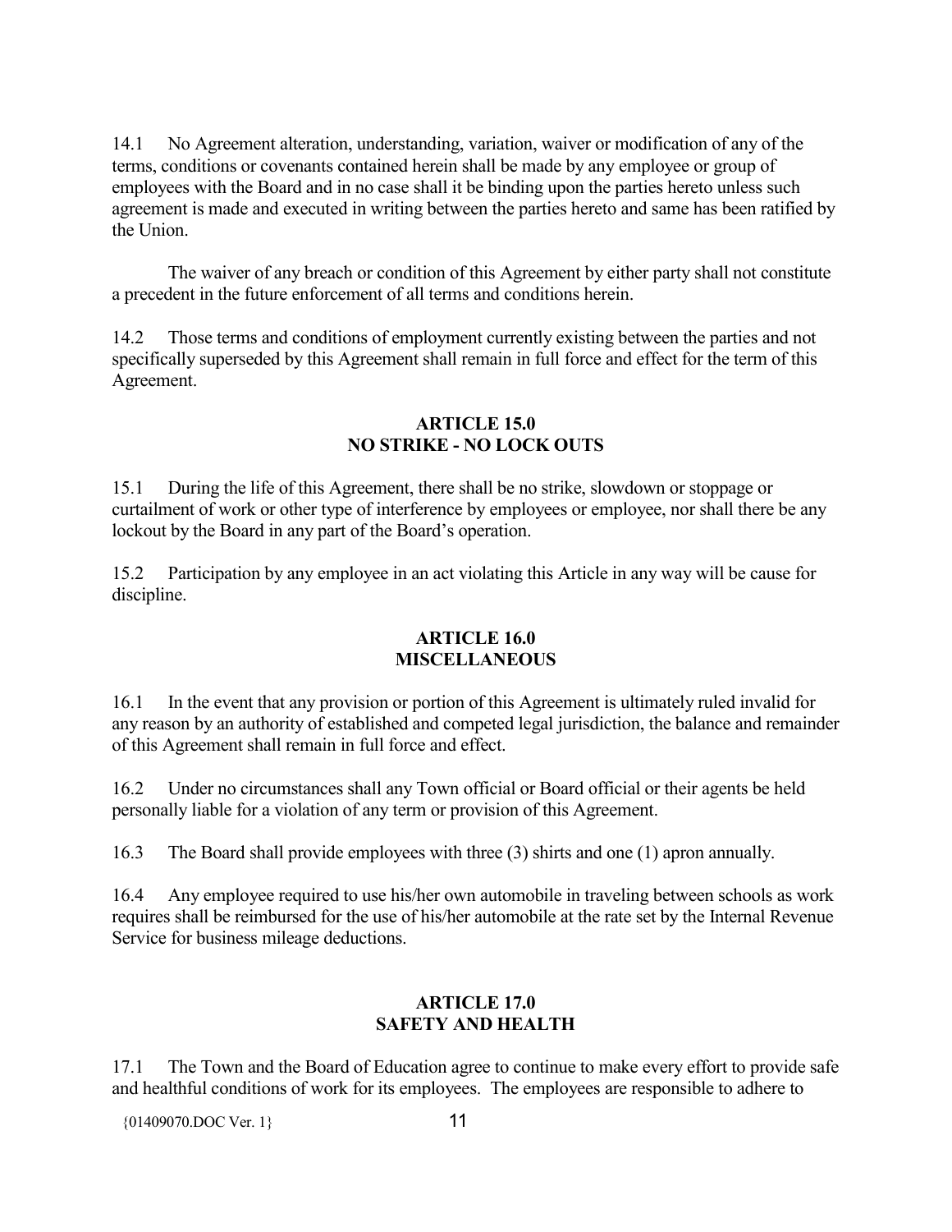14.1 No Agreement alteration, understanding, variation, waiver or modification of any of the terms, conditions or covenants contained herein shall be made by any employee or group of employees with the Board and in no case shall it be binding upon the parties hereto unless such agreement is made and executed in writing between the parties hereto and same has been ratified by the Union.

The waiver of any breach or condition of this Agreement by either party shall not constitute a precedent in the future enforcement of all terms and conditions herein.

14.2 Those terms and conditions of employment currently existing between the parties and not specifically superseded by this Agreement shall remain in full force and effect for the term of this Agreement.

## ARTICLE 15.0
## NO STRIKE - NO LOCK OUTS

15.1 During the life of this Agreement, there shall be no strike, slowdown or stoppage or curtailment of work or other type of interference by employees or employee, nor shall there be any lockout by the Board in any part of the Board's operation.

15.2 Participation by any employee in an act violating this Article in any way will be cause for discipline.

## ARTICLE 16.0
## MISCELLANEOUS

16.1 In the event that any provision or portion of this Agreement is ultimately ruled invalid for any reason by an authority of established and competed legal jurisdiction, the balance and remainder of this Agreement shall remain in full force and effect.

16.2 Under no circumstances shall any Town official or Board official or their agents be held personally liable for a violation of any term or provision of this Agreement.

16.3 The Board shall provide employees with three (3) shirts and one (1) apron annually.

16.4 Any employee required to use his/her own automobile in traveling between schools as work requires shall be reimbursed for the use of his/her automobile at the rate set by the Internal Revenue Service for business mileage deductions.

## ARTICLE 17.0
## SAFETY AND HEALTH

17.1 The Town and the Board of Education agree to continue to make every effort to provide safe and healthful conditions of work for its employees. The employees are responsible to adhere to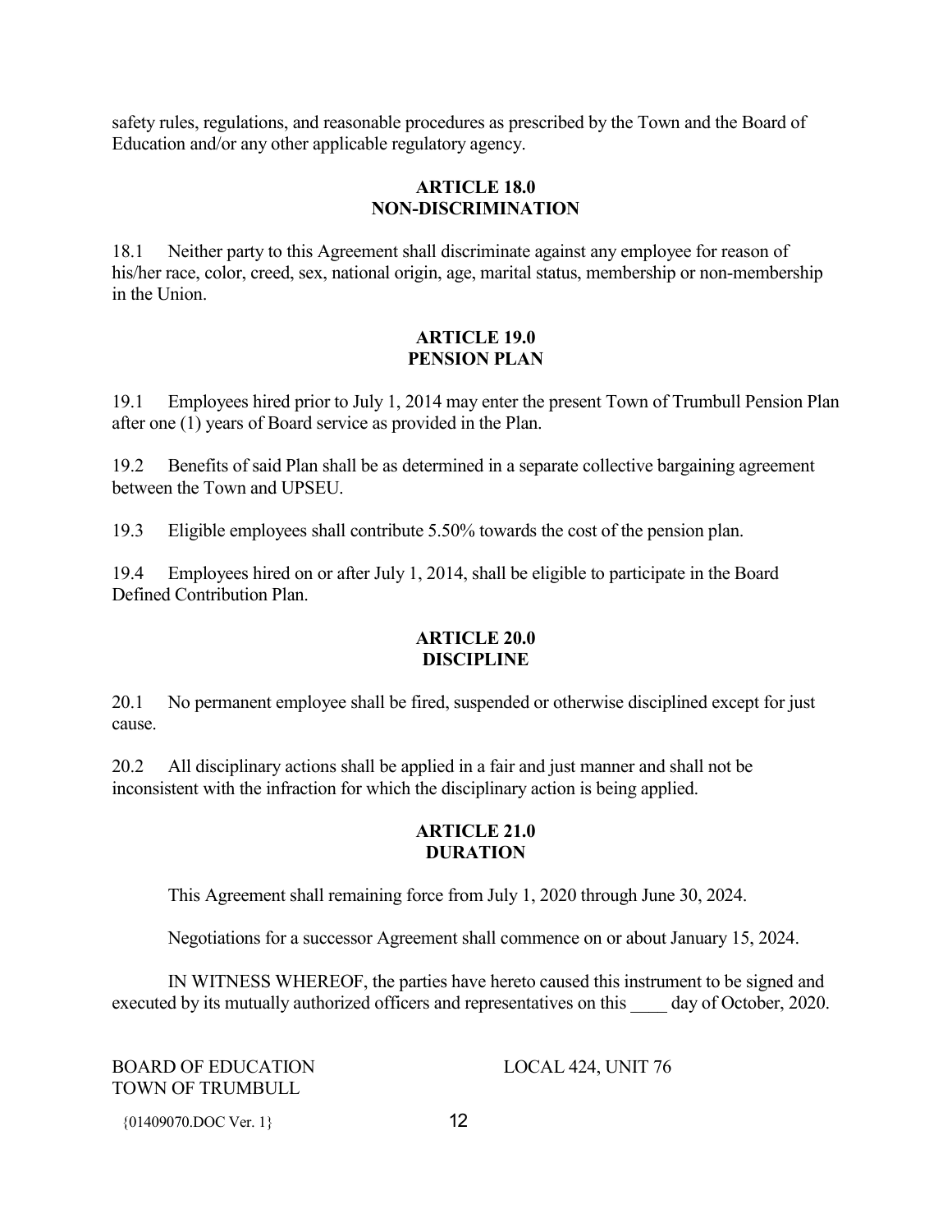safety rules, regulations, and reasonable procedures as prescribed by the Town and the Board of Education and/or any other applicable regulatory agency.

## ARTICLE 18.0
## NON-DISCRIMINATION

18.1 Neither party to this Agreement shall discriminate against any employee for reason of his/her race, color, creed, sex, national origin, age, marital status, membership or non-membership in the Union.

## ARTICLE 19.0
## PENSION PLAN

19.1 Employees hired prior to July 1, 2014 may enter the present Town of Trumbull Pension Plan after one (1) years of Board service as provided in the Plan.

19.2 Benefits of said Plan shall be as determined in a separate collective bargaining agreement between the Town and UPSEU.

19.3 Eligible employees shall contribute 5.50% towards the cost of the pension plan.

19.4 Employees hired on or after July 1, 2014, shall be eligible to participate in the Board Defined Contribution Plan.

## ARTICLE 20.0
## DISCIPLINE

20.1 No permanent employee shall be fired, suspended or otherwise disciplined except for just cause.

20.2 All disciplinary actions shall be applied in a fair and just manner and shall not be inconsistent with the infraction for which the disciplinary action is being applied.

## ARTICLE 21.0
## DURATION

This Agreement shall remaining force from July 1, 2020 through June 30, 2024.

Negotiations for a successor Agreement shall commence on or about January 15, 2024.

IN WITNESS WHEREOF, the parties have hereto caused this instrument to be signed and executed by its mutually authorized officers and representatives on this ____ day of October, 2020.

BOARD OF EDUCATION
TOWN OF TRUMBULL

LOCAL 424, UNIT 76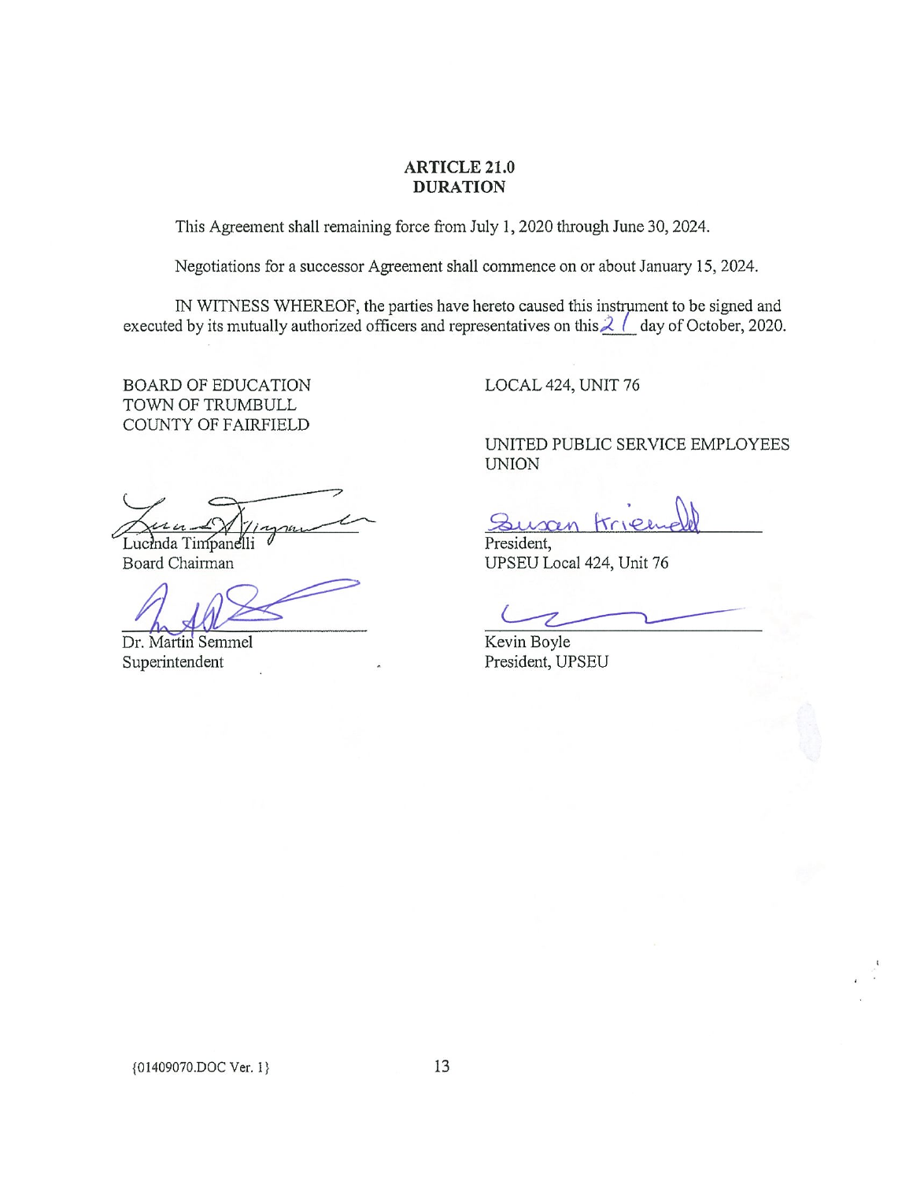# ARTICLE 21.0
## DURATION

This Agreement shall remaining force from July 1, 2020 through June 30, 2024.

Negotiations for a successor Agreement shall commence on or about January 15, 2024.

IN WITNESS WHEREOF, the parties have hereto caused this instrument to be signed and executed by its mutually authorized officers and representatives on this 21 day of October, 2020.

BOARD OF EDUCATION
TOWN OF TRUMBULL
COUNTY OF FAIRFIELD

Lucinda Timpanelli
Board Chairman

Dr. Martin Semmel
Superintendent

LOCAL 424, UNIT 76

UNITED PUBLIC SERVICE EMPLOYEES UNION

Susan Kriewald
President,
UPSEU Local 424, Unit 76

Kevin Boyle
President, UPSEU

{01409070.DOC Ver. 1}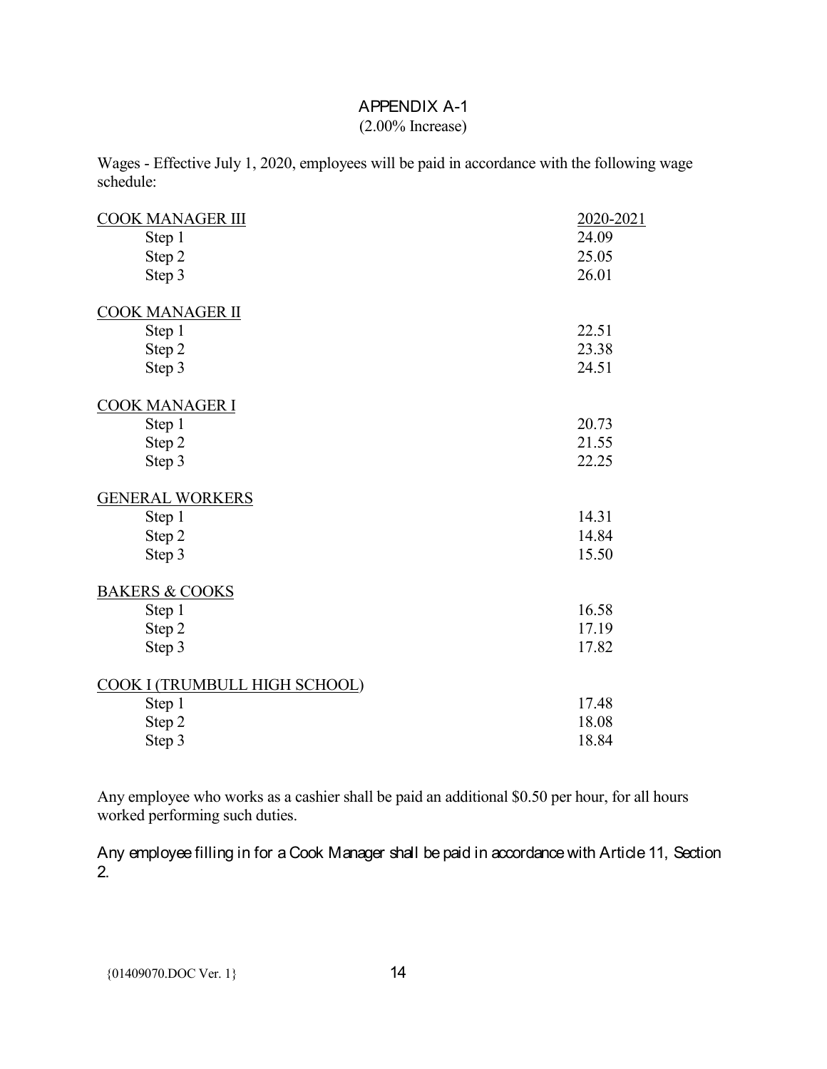# APPENDIX A-1
(2.00% Increase)

Wages - Effective July 1, 2020, employees will be paid in accordance with the following wage schedule:

| | 2020-2021 |
|---|---|
| COOK MANAGER III | |
| Step 1 | 24.09 |
| Step 2 | 25.05 |
| Step 3 | 26.01 |
| COOK MANAGER II | |
| Step 1 | 22.51 |
| Step 2 | 23.38 |
| Step 3 | 24.51 |
| COOK MANAGER I | |
| Step 1 | 20.73 |
| Step 2 | 21.55 |
| Step 3 | 22.25 |
| GENERAL WORKERS | |
| Step 1 | 14.31 |
| Step 2 | 14.84 |
| Step 3 | 15.50 |
| BAKERS & COOKS | |
| Step 1 | 16.58 |
| Step 2 | 17.19 |
| Step 3 | 17.82 |
| COOK I (TRUMBULL HIGH SCHOOL) | |
| Step 1 | 17.48 |
| Step 2 | 18.08 |
| Step 3 | 18.84 |

Any employee who works as a cashier shall be paid an additional $0.50 per hour, for all hours worked performing such duties.

Any employee filling in for a Cook Manager shall be paid in accordance with Article 11, Section 2.

{01409070.DOC Ver. 1}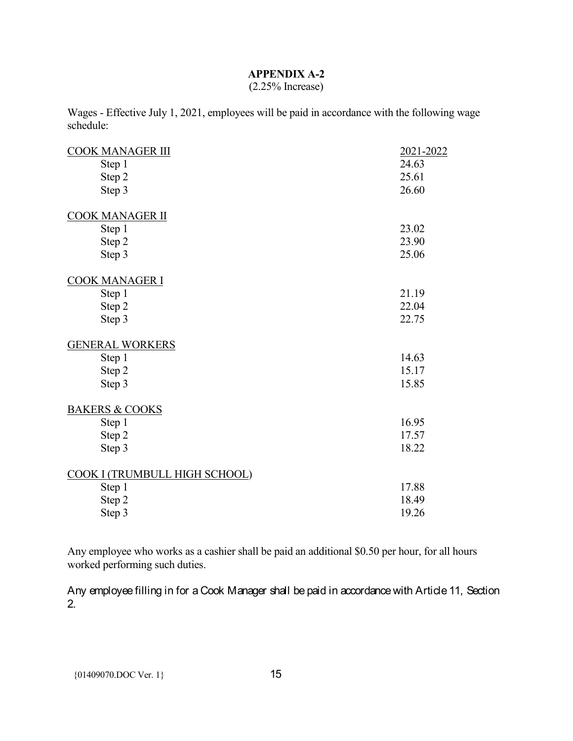## APPENDIX A-2

(2.25% Increase)

Wages - Effective July 1, 2021, employees will be paid in accordance with the following wage schedule:

| | 2021-2022 |
|---|---|
| COOK MANAGER III | |
| Step 1 | 24.63 |
| Step 2 | 25.61 |
| Step 3 | 26.60 |
| COOK MANAGER II | |
| Step 1 | 23.02 |
| Step 2 | 23.90 |
| Step 3 | 25.06 |
| COOK MANAGER I | |
| Step 1 | 21.19 |
| Step 2 | 22.04 |
| Step 3 | 22.75 |
| GENERAL WORKERS | |
| Step 1 | 14.63 |
| Step 2 | 15.17 |
| Step 3 | 15.85 |
| BAKERS & COOKS | |
| Step 1 | 16.95 |
| Step 2 | 17.57 |
| Step 3 | 18.22 |
| COOK I (TRUMBULL HIGH SCHOOL) | |
| Step 1 | 17.88 |
| Step 2 | 18.49 |
| Step 3 | 19.26 |

Any employee who works as a cashier shall be paid an additional $0.50 per hour, for all hours worked performing such duties.

Any employee filling in for a Cook Manager shall be paid in accordance with Article 11, Section 2.

{01409070.DOC Ver. 1}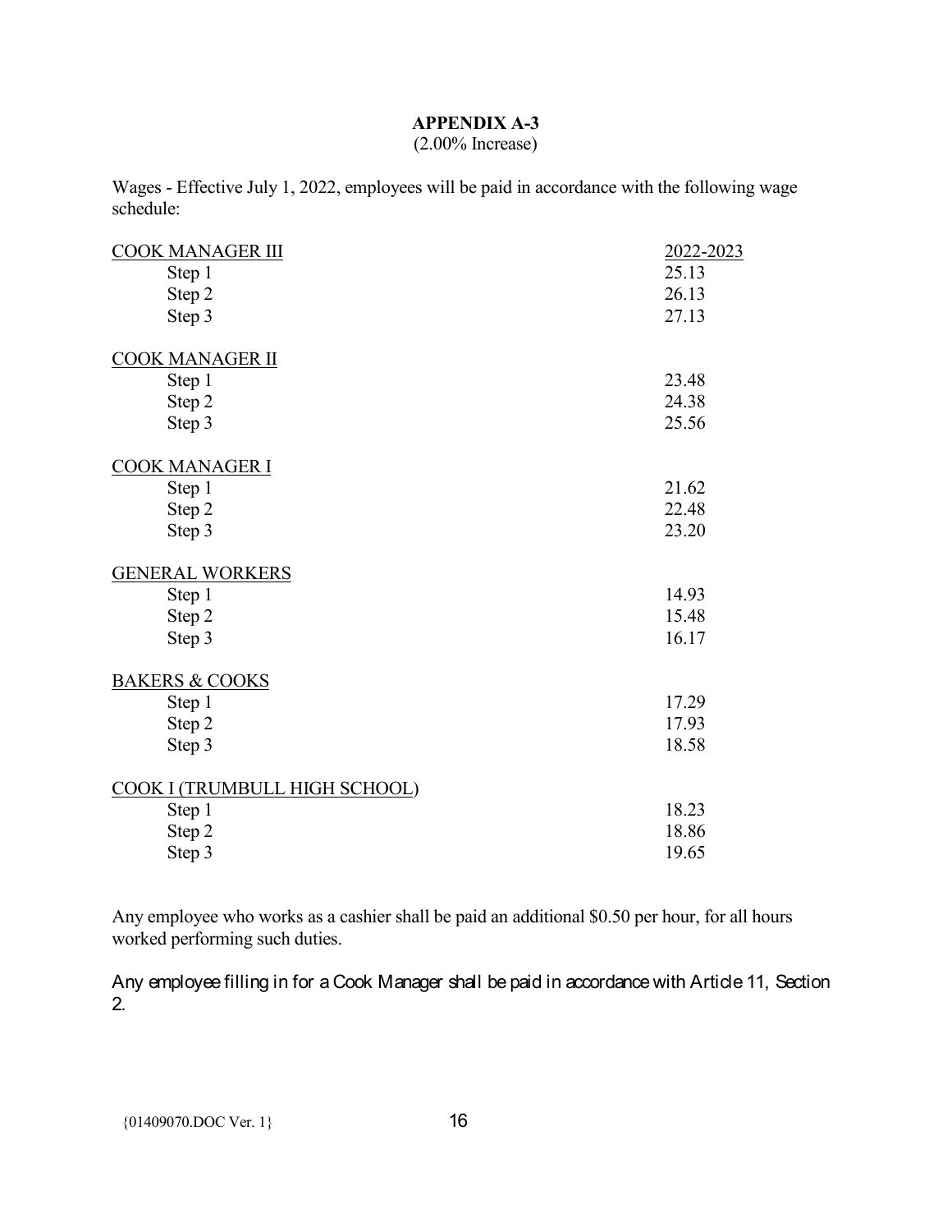## APPENDIX A-3

(2.00% Increase)

Wages - Effective July 1, 2022, employees will be paid in accordance with the following wage schedule:

| | 2022-2023 |
|---|---|
| **COOK MANAGER III** | |
| Step 1 | 25.13 |
| Step 2 | 26.13 |
| Step 3 | 27.13 |
| **COOK MANAGER II** | |
| Step 1 | 23.48 |
| Step 2 | 24.38 |
| Step 3 | 25.56 |
| **COOK MANAGER I** | |
| Step 1 | 21.62 |
| Step 2 | 22.48 |
| Step 3 | 23.20 |
| **GENERAL WORKERS** | |
| Step 1 | 14.93 |
| Step 2 | 15.48 |
| Step 3 | 16.17 |
| **BAKERS & COOKS** | |
| Step 1 | 17.29 |
| Step 2 | 17.93 |
| Step 3 | 18.58 |
| **COOK I (TRUMBULL HIGH SCHOOL)** | |
| Step 1 | 18.23 |
| Step 2 | 18.86 |
| Step 3 | 19.65 |

Any employee who works as a cashier shall be paid an additional $0.50 per hour, for all hours worked performing such duties.

Any employee filling in for a Cook Manager shall be paid in accordance with Article 11, Section 2.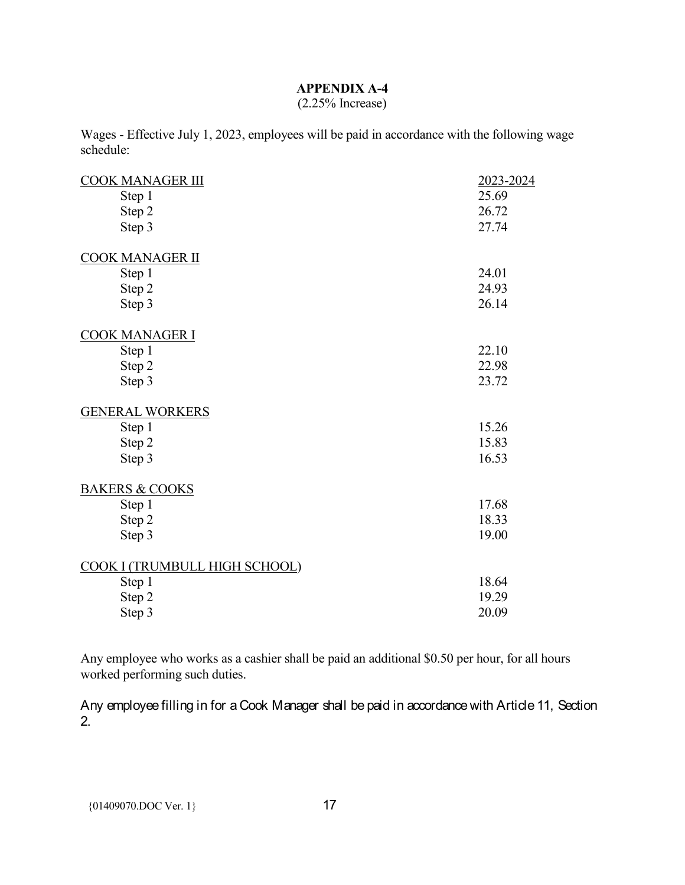## APPENDIX A-4

(2.25% Increase)

Wages - Effective July 1, 2023, employees will be paid in accordance with the following wage schedule:

| | 2023-2024 |
|---|---|
| **COOK MANAGER III** | |
| Step 1 | 25.69 |
| Step 2 | 26.72 |
| Step 3 | 27.74 |
| **COOK MANAGER II** | |
| Step 1 | 24.01 |
| Step 2 | 24.93 |
| Step 3 | 26.14 |
| **COOK MANAGER I** | |
| Step 1 | 22.10 |
| Step 2 | 22.98 |
| Step 3 | 23.72 |
| **GENERAL WORKERS** | |
| Step 1 | 15.26 |
| Step 2 | 15.83 |
| Step 3 | 16.53 |
| **BAKERS & COOKS** | |
| Step 1 | 17.68 |
| Step 2 | 18.33 |
| Step 3 | 19.00 |
| **COOK I (TRUMBULL HIGH SCHOOL)** | |
| Step 1 | 18.64 |
| Step 2 | 19.29 |
| Step 3 | 20.09 |

Any employee who works as a cashier shall be paid an additional $0.50 per hour, for all hours worked performing such duties.

Any employee filling in for a Cook Manager shall be paid in accordance with Article 11, Section 2.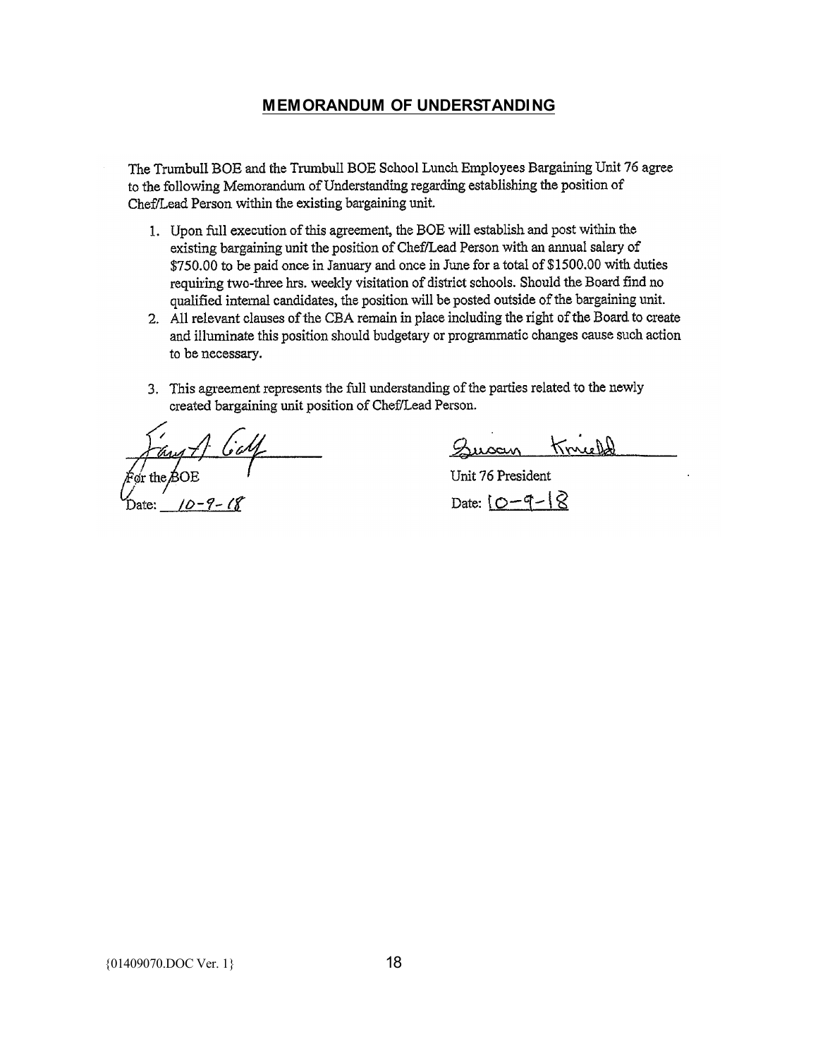## MEMORANDUM OF UNDERSTANDING

The Trumbull BOE and the Trumbull BOE School Lunch Employees Bargaining Unit 76 agree to the following Memorandum of Understanding regarding establishing the position of Chef/Lead Person within the existing bargaining unit.

1. Upon full execution of this agreement, the BOE will establish and post within the existing bargaining unit the position of Chef/Lead Person with an annual salary of $750.00 to be paid once in January and once in June for a total of $1500.00 with duties requiring two-three hrs. weekly visitation of district schools. Should the Board find no qualified internal candidates, the position will be posted outside of the bargaining unit.
2. All relevant clauses of the CBA remain in place including the right of the Board to create and illuminate this position should budgetary or programmatic changes cause such action to be necessary.
3. This agreement represents the full understanding of the parties related to the newly created bargaining unit position of Chef/Lead Person.

| | |
|---|---|
| For the BOE | Unit 76 President |
| Date: 10-9-18 | Date: 10-9-18 |

{01409070.DOC Ver. 1}